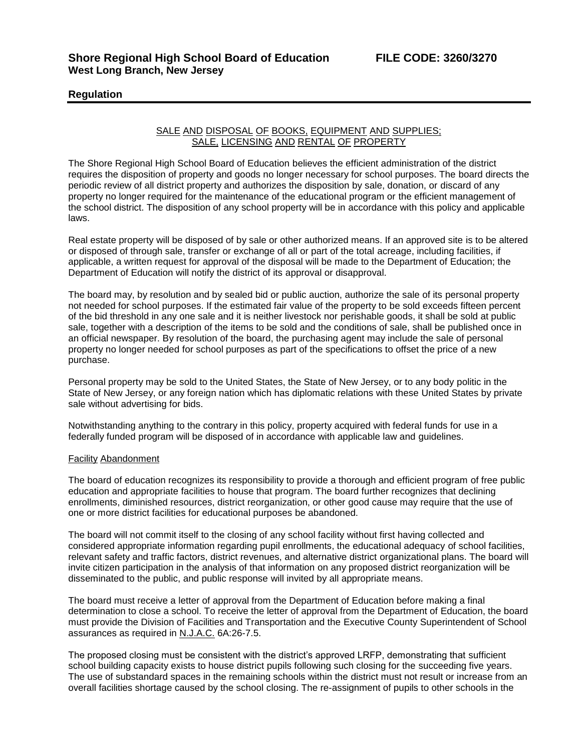**Shore Regional High School Board of Education** **FILE CODE: 3260/3270**
**West Long Branch, New Jersey**

**Regulation**

SALE AND DISPOSAL OF BOOKS, EQUIPMENT AND SUPPLIES;
SALE, LICENSING AND RENTAL OF PROPERTY

The Shore Regional High School Board of Education believes the efficient administration of the district requires the disposition of property and goods no longer necessary for school purposes. The board directs the periodic review of all district property and authorizes the disposition by sale, donation, or discard of any property no longer required for the maintenance of the educational program or the efficient management of the school district. The disposition of any school property will be in accordance with this policy and applicable laws.

Real estate property will be disposed of by sale or other authorized means. If an approved site is to be altered or disposed of through sale, transfer or exchange of all or part of the total acreage, including facilities, if applicable, a written request for approval of the disposal will be made to the Department of Education; the Department of Education will notify the district of its approval or disapproval.

The board may, by resolution and by sealed bid or public auction, authorize the sale of its personal property not needed for school purposes. If the estimated fair value of the property to be sold exceeds fifteen percent of the bid threshold in any one sale and it is neither livestock nor perishable goods, it shall be sold at public sale, together with a description of the items to be sold and the conditions of sale, shall be published once in an official newspaper. By resolution of the board, the purchasing agent may include the sale of personal property no longer needed for school purposes as part of the specifications to offset the price of a new purchase.

Personal property may be sold to the United States, the State of New Jersey, or to any body politic in the State of New Jersey, or any foreign nation which has diplomatic relations with these United States by private sale without advertising for bids.

Notwithstanding anything to the contrary in this policy, property acquired with federal funds for use in a federally funded program will be disposed of in accordance with applicable law and guidelines.

Facility Abandonment

The board of education recognizes its responsibility to provide a thorough and efficient program of free public education and appropriate facilities to house that program. The board further recognizes that declining enrollments, diminished resources, district reorganization, or other good cause may require that the use of one or more district facilities for educational purposes be abandoned.

The board will not commit itself to the closing of any school facility without first having collected and considered appropriate information regarding pupil enrollments, the educational adequacy of school facilities, relevant safety and traffic factors, district revenues, and alternative district organizational plans. The board will invite citizen participation in the analysis of that information on any proposed district reorganization will be disseminated to the public, and public response will invited by all appropriate means.

The board must receive a letter of approval from the Department of Education before making a final determination to close a school. To receive the letter of approval from the Department of Education, the board must provide the Division of Facilities and Transportation and the Executive County Superintendent of School assurances as required in N.J.A.C. 6A:26-7.5.

The proposed closing must be consistent with the district's approved LRFP, demonstrating that sufficient school building capacity exists to house district pupils following such closing for the succeeding five years. The use of substandard spaces in the remaining schools within the district must not result or increase from an overall facilities shortage caused by the school closing. The re-assignment of pupils to other schools in the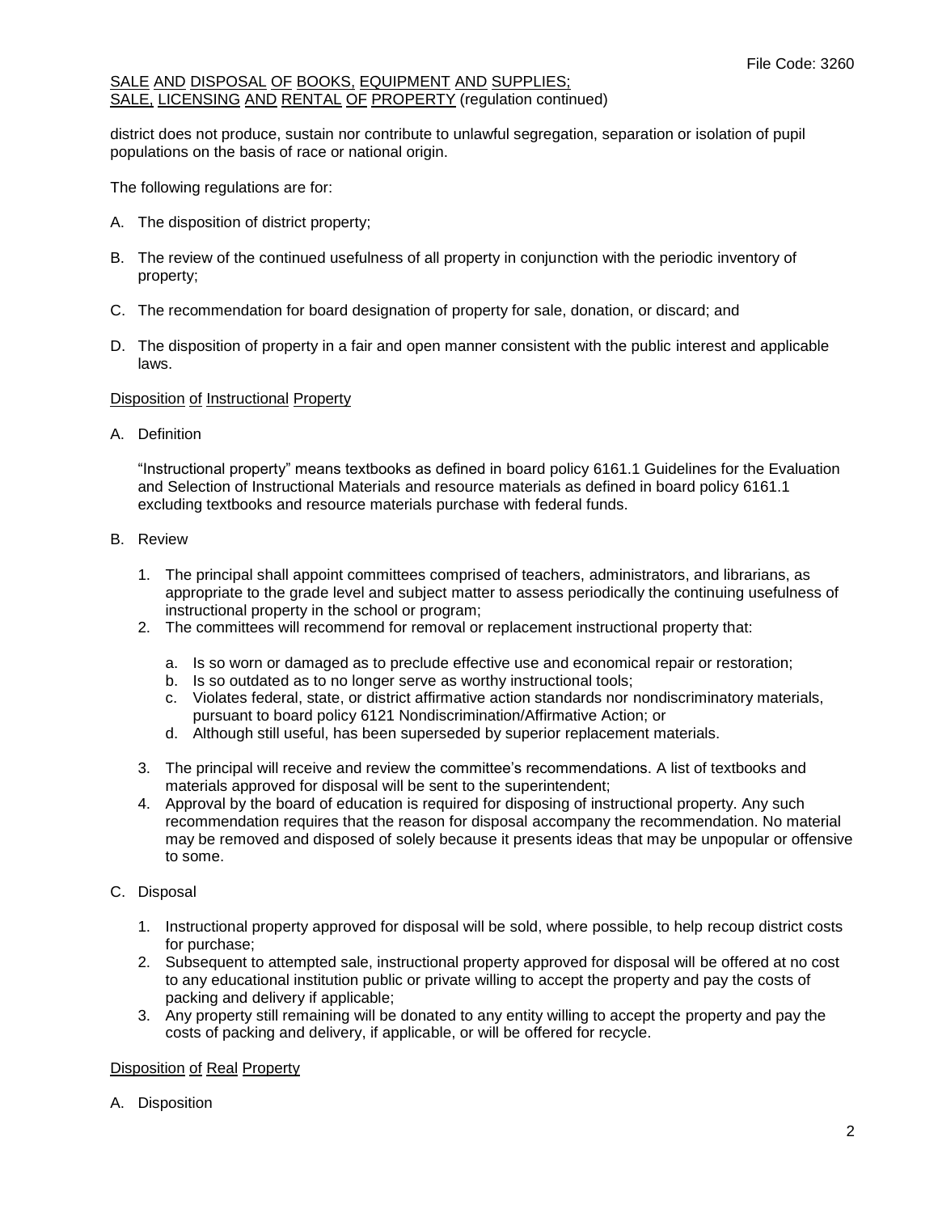district does not produce, sustain nor contribute to unlawful segregation, separation or isolation of pupil populations on the basis of race or national origin.

The following regulations are for:

A. The disposition of district property;

B. The review of the continued usefulness of all property in conjunction with the periodic inventory of property;

C. The recommendation for board designation of property for sale, donation, or discard; and

D. The disposition of property in a fair and open manner consistent with the public interest and applicable laws.

Disposition of Instructional Property

A. Definition

   "Instructional property" means textbooks as defined in board policy 6161.1 Guidelines for the Evaluation and Selection of Instructional Materials and resource materials as defined in board policy 6161.1 excluding textbooks and resource materials purchase with federal funds.

B. Review

   1. The principal shall appoint committees comprised of teachers, administrators, and librarians, as appropriate to the grade level and subject matter to assess periodically the continuing usefulness of instructional property in the school or program;
   2. The committees will recommend for removal or replacement instructional property that:

      a. Is so worn or damaged as to preclude effective use and economical repair or restoration;
      b. Is so outdated as to no longer serve as worthy instructional tools;
      c. Violates federal, state, or district affirmative action standards nor nondiscriminatory materials, pursuant to board policy 6121 Nondiscrimination/Affirmative Action; or
      d. Although still useful, has been superseded by superior replacement materials.

   3. The principal will receive and review the committee's recommendations. A list of textbooks and materials approved for disposal will be sent to the superintendent;
   4. Approval by the board of education is required for disposing of instructional property. Any such recommendation requires that the reason for disposal accompany the recommendation. No material may be removed and disposed of solely because it presents ideas that may be unpopular or offensive to some.

C. Disposal

   1. Instructional property approved for disposal will be sold, where possible, to help recoup district costs for purchase;
   2. Subsequent to attempted sale, instructional property approved for disposal will be offered at no cost to any educational institution public or private willing to accept the property and pay the costs of packing and delivery if applicable;
   3. Any property still remaining will be donated to any entity willing to accept the property and pay the costs of packing and delivery, if applicable, or will be offered for recycle.

Disposition of Real Property

A. Disposition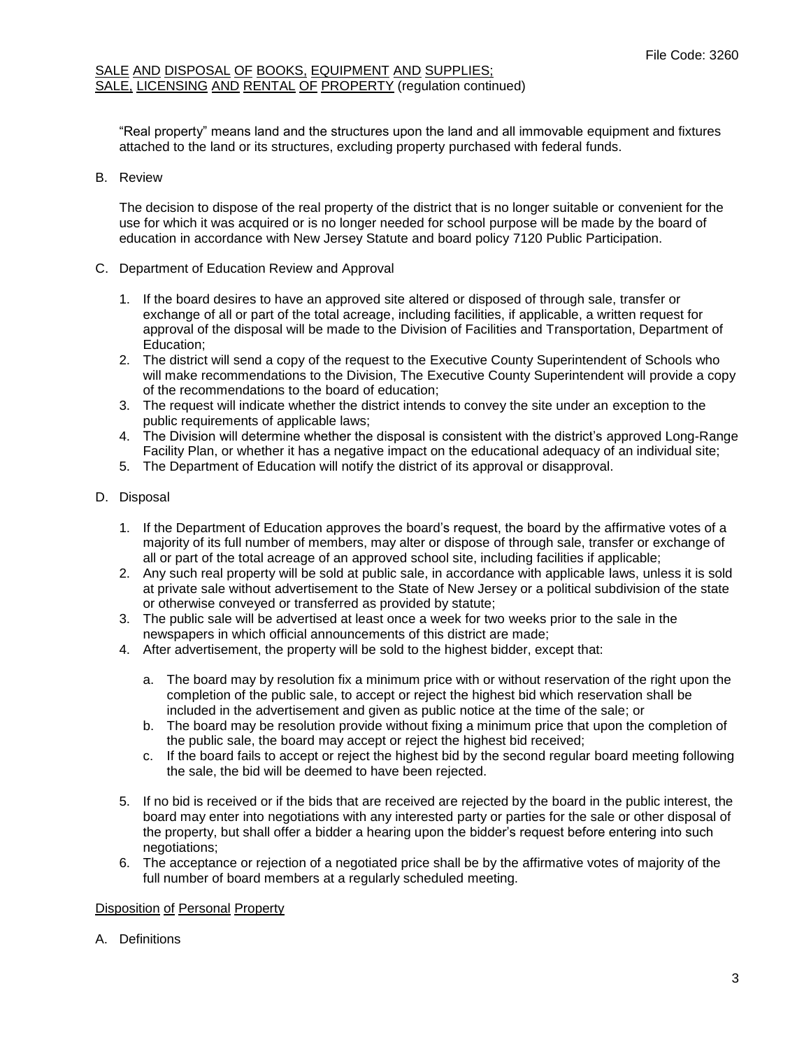"Real property" means land and the structures upon the land and all immovable equipment and fixtures attached to the land or its structures, excluding property purchased with federal funds.

B. Review

The decision to dispose of the real property of the district that is no longer suitable or convenient for the use for which it was acquired or is no longer needed for school purpose will be made by the board of education in accordance with New Jersey Statute and board policy 7120 Public Participation.

C. Department of Education Review and Approval

1. If the board desires to have an approved site altered or disposed of through sale, transfer or exchange of all or part of the total acreage, including facilities, if applicable, a written request for approval of the disposal will be made to the Division of Facilities and Transportation, Department of Education;
2. The district will send a copy of the request to the Executive County Superintendent of Schools who will make recommendations to the Division, The Executive County Superintendent will provide a copy of the recommendations to the board of education;
3. The request will indicate whether the district intends to convey the site under an exception to the public requirements of applicable laws;
4. The Division will determine whether the disposal is consistent with the district's approved Long-Range Facility Plan, or whether it has a negative impact on the educational adequacy of an individual site;
5. The Department of Education will notify the district of its approval or disapproval.

D. Disposal

1. If the Department of Education approves the board's request, the board by the affirmative votes of a majority of its full number of members, may alter or dispose of through sale, transfer or exchange of all or part of the total acreage of an approved school site, including facilities if applicable;
2. Any such real property will be sold at public sale, in accordance with applicable laws, unless it is sold at private sale without advertisement to the State of New Jersey or a political subdivision of the state or otherwise conveyed or transferred as provided by statute;
3. The public sale will be advertised at least once a week for two weeks prior to the sale in the newspapers in which official announcements of this district are made;
4. After advertisement, the property will be sold to the highest bidder, except that:
    a. The board may by resolution fix a minimum price with or without reservation of the right upon the completion of the public sale, to accept or reject the highest bid which reservation shall be included in the advertisement and given as public notice at the time of the sale; or
    b. The board may be resolution provide without fixing a minimum price that upon the completion of the public sale, the board may accept or reject the highest bid received;
    c. If the board fails to accept or reject the highest bid by the second regular board meeting following the sale, the bid will be deemed to have been rejected.
5. If no bid is received or if the bids that are received are rejected by the board in the public interest, the board may enter into negotiations with any interested party or parties for the sale or other disposal of the property, but shall offer a bidder a hearing upon the bidder's request before entering into such negotiations;
6. The acceptance or rejection of a negotiated price shall be by the affirmative votes of majority of the full number of board members at a regularly scheduled meeting.

## Disposition of Personal Property

A. Definitions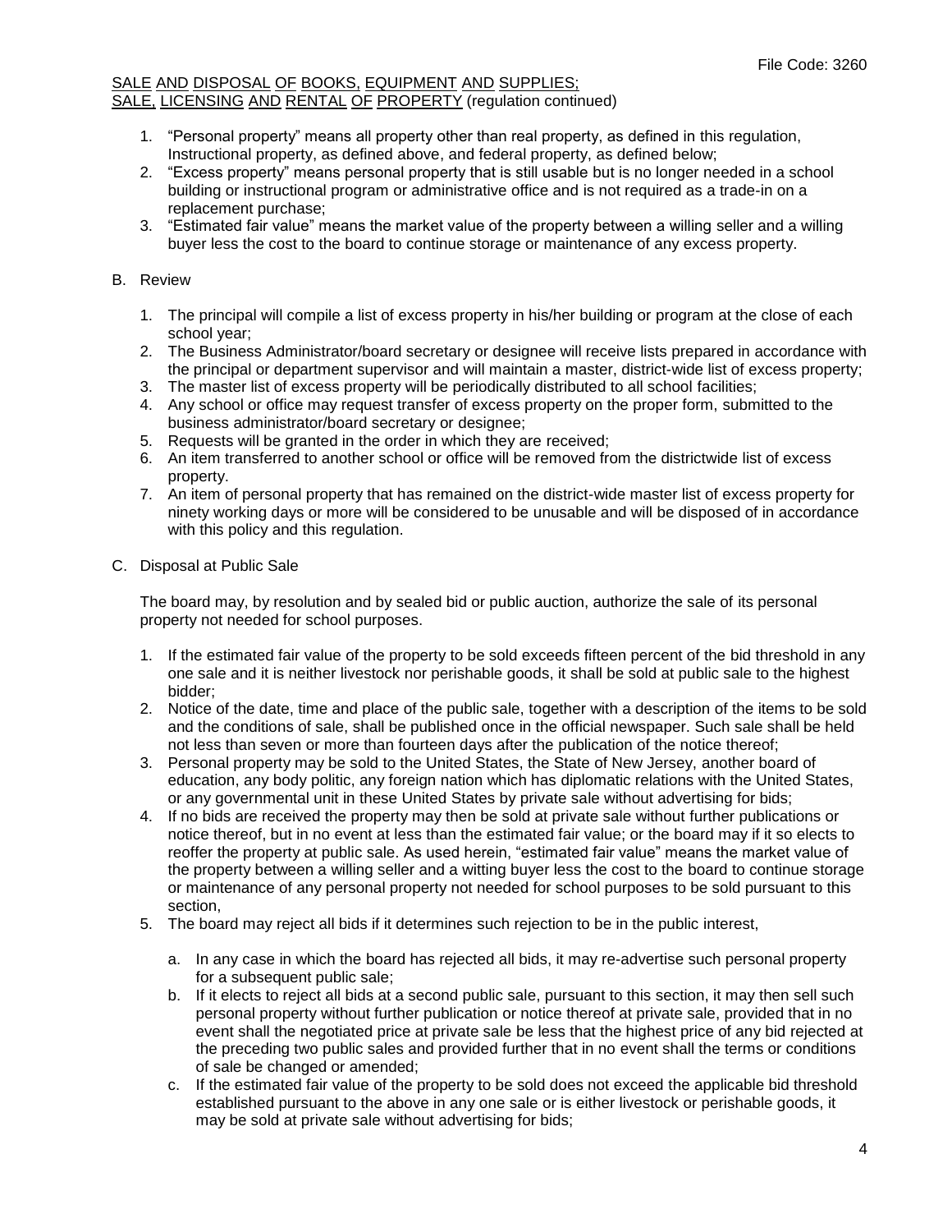SALE AND DISPOSAL OF BOOKS, EQUIPMENT AND SUPPLIES; SALE, LICENSING AND RENTAL OF PROPERTY (regulation continued)

1. "Personal property" means all property other than real property, as defined in this regulation, Instructional property, as defined above, and federal property, as defined below;
2. "Excess property" means personal property that is still usable but is no longer needed in a school building or instructional program or administrative office and is not required as a trade-in on a replacement purchase;
3. "Estimated fair value" means the market value of the property between a willing seller and a willing buyer less the cost to the board to continue storage or maintenance of any excess property.

B. Review

1. The principal will compile a list of excess property in his/her building or program at the close of each school year;
2. The Business Administrator/board secretary or designee will receive lists prepared in accordance with the principal or department supervisor and will maintain a master, district-wide list of excess property;
3. The master list of excess property will be periodically distributed to all school facilities;
4. Any school or office may request transfer of excess property on the proper form, submitted to the business administrator/board secretary or designee;
5. Requests will be granted in the order in which they are received;
6. An item transferred to another school or office will be removed from the districtwide list of excess property.
7. An item of personal property that has remained on the district-wide master list of excess property for ninety working days or more will be considered to be unusable and will be disposed of in accordance with this policy and this regulation.

C. Disposal at Public Sale

The board may, by resolution and by sealed bid or public auction, authorize the sale of its personal property not needed for school purposes.

1. If the estimated fair value of the property to be sold exceeds fifteen percent of the bid threshold in any one sale and it is neither livestock nor perishable goods, it shall be sold at public sale to the highest bidder;
2. Notice of the date, time and place of the public sale, together with a description of the items to be sold and the conditions of sale, shall be published once in the official newspaper. Such sale shall be held not less than seven or more than fourteen days after the publication of the notice thereof;
3. Personal property may be sold to the United States, the State of New Jersey, another board of education, any body politic, any foreign nation which has diplomatic relations with the United States, or any governmental unit in these United States by private sale without advertising for bids;
4. If no bids are received the property may then be sold at private sale without further publications or notice thereof, but in no event at less than the estimated fair value; or the board may if it so elects to reoffer the property at public sale. As used herein, "estimated fair value" means the market value of the property between a willing seller and a witting buyer less the cost to the board to continue storage or maintenance of any personal property not needed for school purposes to be sold pursuant to this section,
5. The board may reject all bids if it determines such rejection to be in the public interest,
   a. In any case in which the board has rejected all bids, it may re-advertise such personal property for a subsequent public sale;
   b. If it elects to reject all bids at a second public sale, pursuant to this section, it may then sell such personal property without further publication or notice thereof at private sale, provided that in no event shall the negotiated price at private sale be less that the highest price of any bid rejected at the preceding two public sales and provided further that in no event shall the terms or conditions of sale be changed or amended;
   c. If the estimated fair value of the property to be sold does not exceed the applicable bid threshold established pursuant to the above in any one sale or is either livestock or perishable goods, it may be sold at private sale without advertising for bids;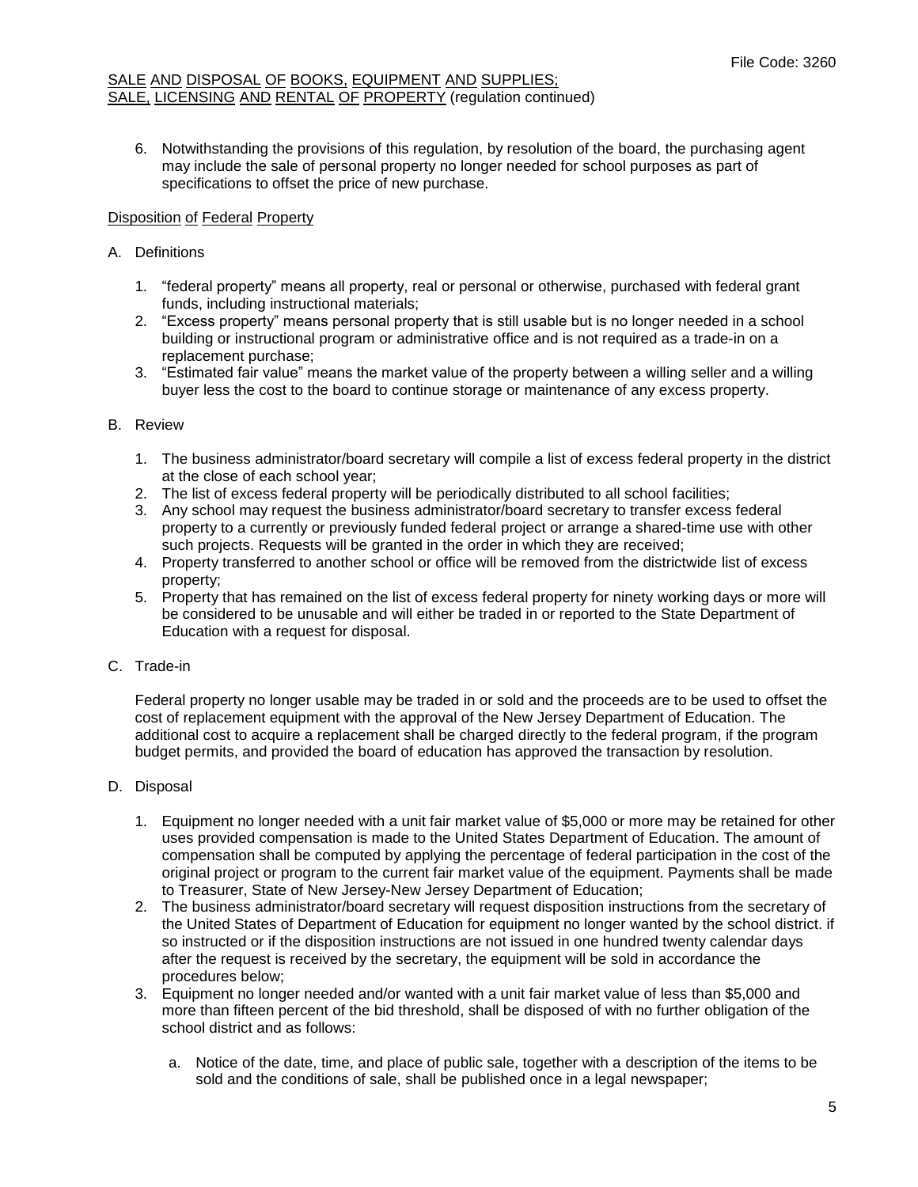6. Notwithstanding the provisions of this regulation, by resolution of the board, the purchasing agent may include the sale of personal property no longer needed for school purposes as part of specifications to offset the price of new purchase.

## Disposition of Federal Property

A. Definitions

1. "federal property" means all property, real or personal or otherwise, purchased with federal grant funds, including instructional materials;
2. "Excess property" means personal property that is still usable but is no longer needed in a school building or instructional program or administrative office and is not required as a trade-in on a replacement purchase;
3. "Estimated fair value" means the market value of the property between a willing seller and a willing buyer less the cost to the board to continue storage or maintenance of any excess property.

B. Review

1. The business administrator/board secretary will compile a list of excess federal property in the district at the close of each school year;
2. The list of excess federal property will be periodically distributed to all school facilities;
3. Any school may request the business administrator/board secretary to transfer excess federal property to a currently or previously funded federal project or arrange a shared-time use with other such projects. Requests will be granted in the order in which they are received;
4. Property transferred to another school or office will be removed from the districtwide list of excess property;
5. Property that has remained on the list of excess federal property for ninety working days or more will be considered to be unusable and will either be traded in or reported to the State Department of Education with a request for disposal.

C. Trade-in

Federal property no longer usable may be traded in or sold and the proceeds are to be used to offset the cost of replacement equipment with the approval of the New Jersey Department of Education. The additional cost to acquire a replacement shall be charged directly to the federal program, if the program budget permits, and provided the board of education has approved the transaction by resolution.

D. Disposal

1. Equipment no longer needed with a unit fair market value of $5,000 or more may be retained for other uses provided compensation is made to the United States Department of Education. The amount of compensation shall be computed by applying the percentage of federal participation in the cost of the original project or program to the current fair market value of the equipment. Payments shall be made to Treasurer, State of New Jersey-New Jersey Department of Education;
2. The business administrator/board secretary will request disposition instructions from the secretary of the United States of Department of Education for equipment no longer wanted by the school district. if so instructed or if the disposition instructions are not issued in one hundred twenty calendar days after the request is received by the secretary, the equipment will be sold in accordance the procedures below;
3. Equipment no longer needed and/or wanted with a unit fair market value of less than $5,000 and more than fifteen percent of the bid threshold, shall be disposed of with no further obligation of the school district and as follows:

    a. Notice of the date, time, and place of public sale, together with a description of the items to be sold and the conditions of sale, shall be published once in a legal newspaper;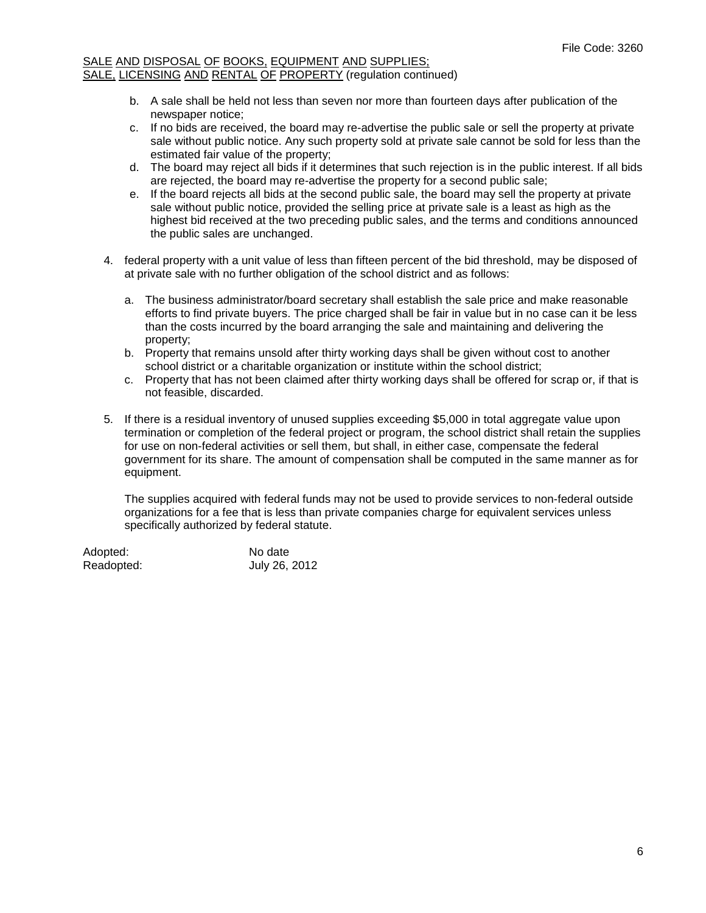b. A sale shall be held not less than seven nor more than fourteen days after publication of the newspaper notice;
c. If no bids are received, the board may re-advertise the public sale or sell the property at private sale without public notice. Any such property sold at private sale cannot be sold for less than the estimated fair value of the property;
d. The board may reject all bids if it determines that such rejection is in the public interest. If all bids are rejected, the board may re-advertise the property for a second public sale;
e. If the board rejects all bids at the second public sale, the board may sell the property at private sale without public notice, provided the selling price at private sale is a least as high as the highest bid received at the two preceding public sales, and the terms and conditions announced the public sales are unchanged.

4. federal property with a unit value of less than fifteen percent of the bid threshold, may be disposed of at private sale with no further obligation of the school district and as follows:

   a. The business administrator/board secretary shall establish the sale price and make reasonable efforts to find private buyers. The price charged shall be fair in value but in no case can it be less than the costs incurred by the board arranging the sale and maintaining and delivering the property;
   b. Property that remains unsold after thirty working days shall be given without cost to another school district or a charitable organization or institute within the school district;
   c. Property that has not been claimed after thirty working days shall be offered for scrap or, if that is not feasible, discarded.

5. If there is a residual inventory of unused supplies exceeding $5,000 in total aggregate value upon termination or completion of the federal project or program, the school district shall retain the supplies for use on non-federal activities or sell them, but shall, in either case, compensate the federal government for its share. The amount of compensation shall be computed in the same manner as for equipment.

   The supplies acquired with federal funds may not be used to provide services to non-federal outside organizations for a fee that is less than private companies charge for equivalent services unless specifically authorized by federal statute.

Adopted: No date
Readopted: July 26, 2012